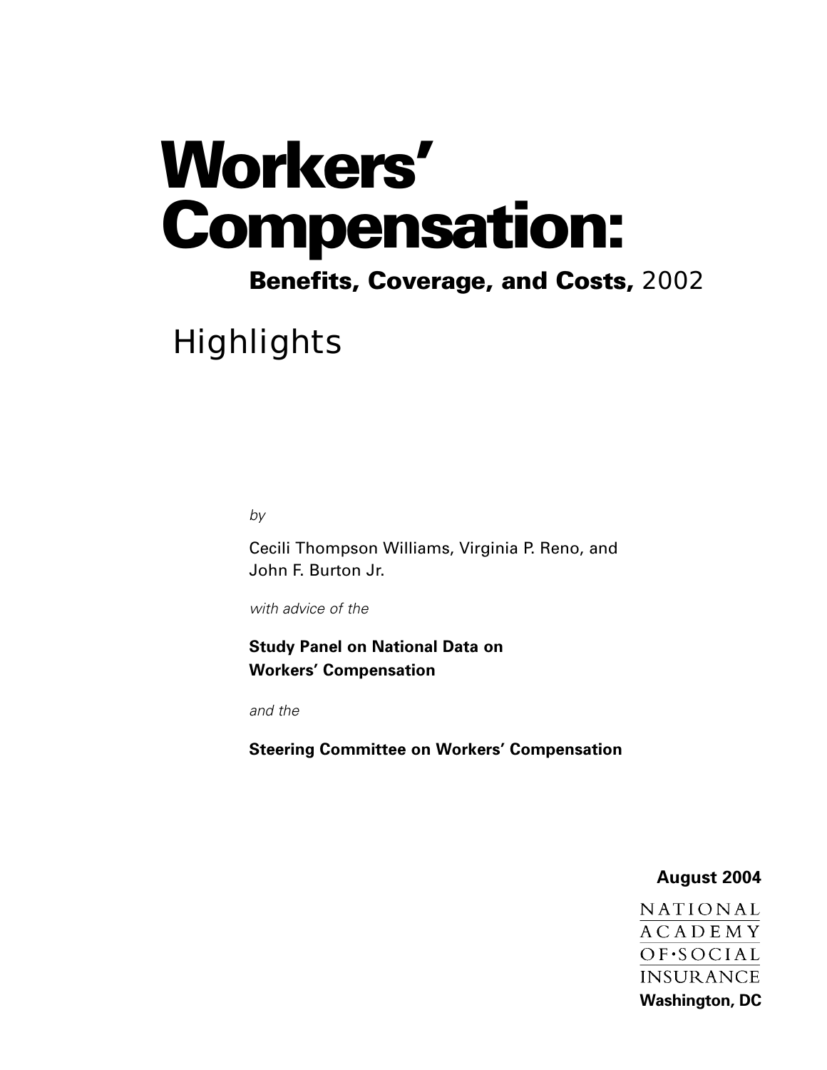# Workers' Compensation:

## **Benefits, Coverage, and Costs,** 2002

## Highlights

*by*

Cecili Thompson Williams, Virginia P. Reno, and John F. Burton Jr.

*with advice of the*

**Study Panel on National Data on Workers' Compensation**

*and the*

**Steering Committee on Workers' Compensation**

**August 2004**

NATIONAL ACADEMY OF·SOCIAL INSURANCE

**Washington, DC**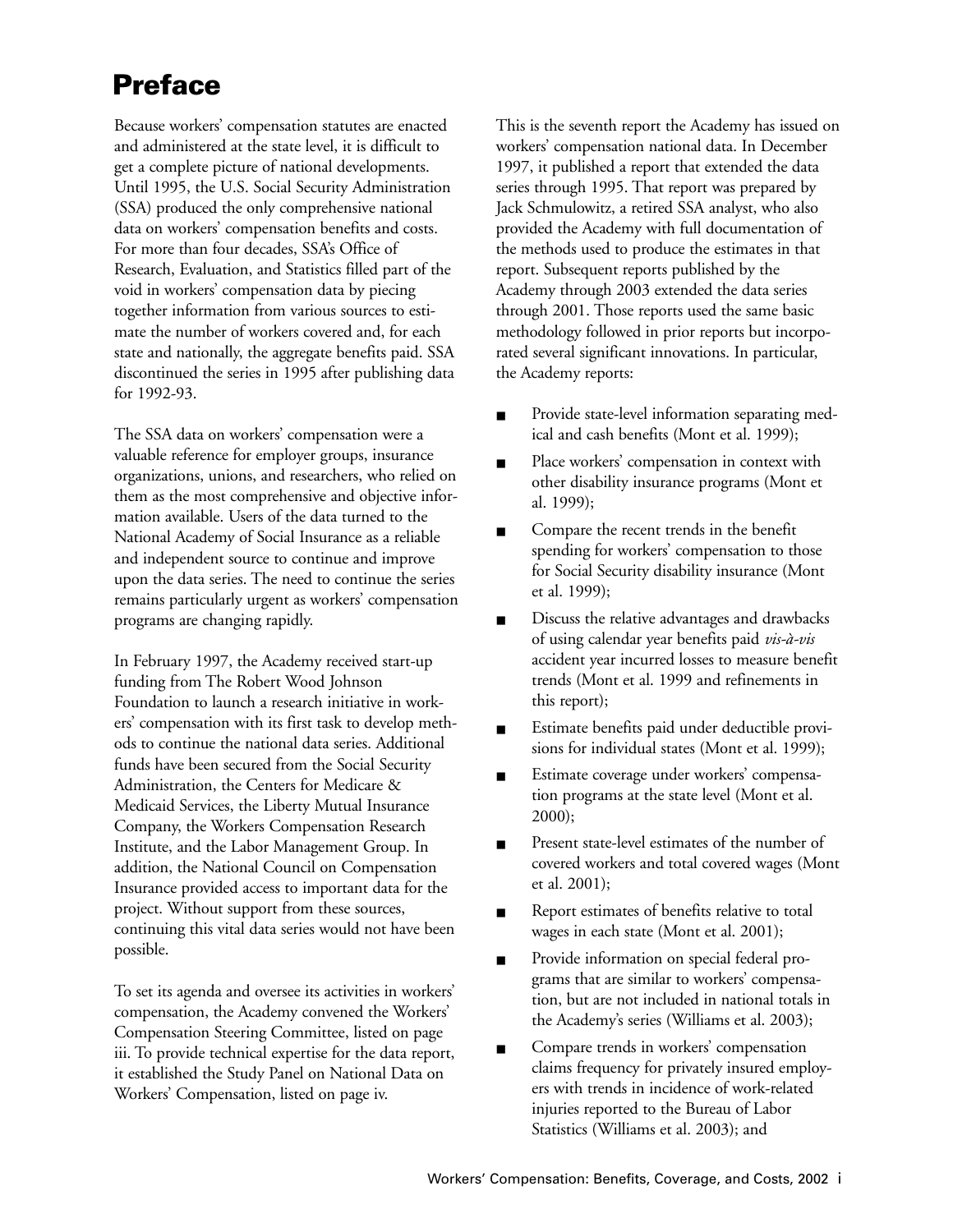# Preface

Because workers' compensation statutes are enacted and administered at the state level, it is difficult to get a complete picture of national developments. Until 1995, the U.S. Social Security Administration (SSA) produced the only comprehensive national data on workers' compensation benefits and costs. For more than four decades, SSA's Office of Research, Evaluation, and Statistics filled part of the void in workers' compensation data by piecing together information from various sources to estimate the number of workers covered and, for each state and nationally, the aggregate benefits paid. SSA discontinued the series in 1995 after publishing data for 1992-93.

The SSA data on workers' compensation were a valuable reference for employer groups, insurance organizations, unions, and researchers, who relied on them as the most comprehensive and objective information available. Users of the data turned to the National Academy of Social Insurance as a reliable and independent source to continue and improve upon the data series. The need to continue the series remains particularly urgent as workers' compensation programs are changing rapidly.

In February 1997, the Academy received start-up funding from The Robert Wood Johnson Foundation to launch a research initiative in workers' compensation with its first task to develop methods to continue the national data series. Additional funds have been secured from the Social Security Administration, the Centers for Medicare & Medicaid Services, the Liberty Mutual Insurance Company, the Workers Compensation Research Institute, and the Labor Management Group. In addition, the National Council on Compensation Insurance provided access to important data for the project. Without support from these sources, continuing this vital data series would not have been possible.

To set its agenda and oversee its activities in workers' compensation, the Academy convened the Workers' Compensation Steering Committee, listed on page iii. To provide technical expertise for the data report, it established the Study Panel on National Data on Workers' Compensation, listed on page iv.

This is the seventh report the Academy has issued on workers' compensation national data. In December 1997, it published a report that extended the data series through 1995. That report was prepared by Jack Schmulowitz, a retired SSA analyst, who also provided the Academy with full documentation of the methods used to produce the estimates in that report. Subsequent reports published by the Academy through 2003 extended the data series through 2001. Those reports used the same basic methodology followed in prior reports but incorporated several significant innovations. In particular, the Academy reports:

- Provide state-level information separating medical and cash benefits (Mont et al. 1999);
- Place workers' compensation in context with other disability insurance programs (Mont et al. 1999);
- Compare the recent trends in the benefit spending for workers' compensation to those for Social Security disability insurance (Mont et al. 1999);
- Discuss the relative advantages and drawbacks of using calendar year benefits paid *vis-à-vis* accident year incurred losses to measure benefit trends (Mont et al. 1999 and refinements in this report);
- Estimate benefits paid under deductible provisions for individual states (Mont et al. 1999);
- Estimate coverage under workers' compensation programs at the state level (Mont et al. 2000);
- Present state-level estimates of the number of covered workers and total covered wages (Mont et al. 2001);
- Report estimates of benefits relative to total wages in each state (Mont et al. 2001);
- Provide information on special federal programs that are similar to workers' compensation, but are not included in national totals in the Academy's series (Williams et al. 2003);
- Compare trends in workers' compensation claims frequency for privately insured employers with trends in incidence of work-related injuries reported to the Bureau of Labor Statistics (Williams et al. 2003); and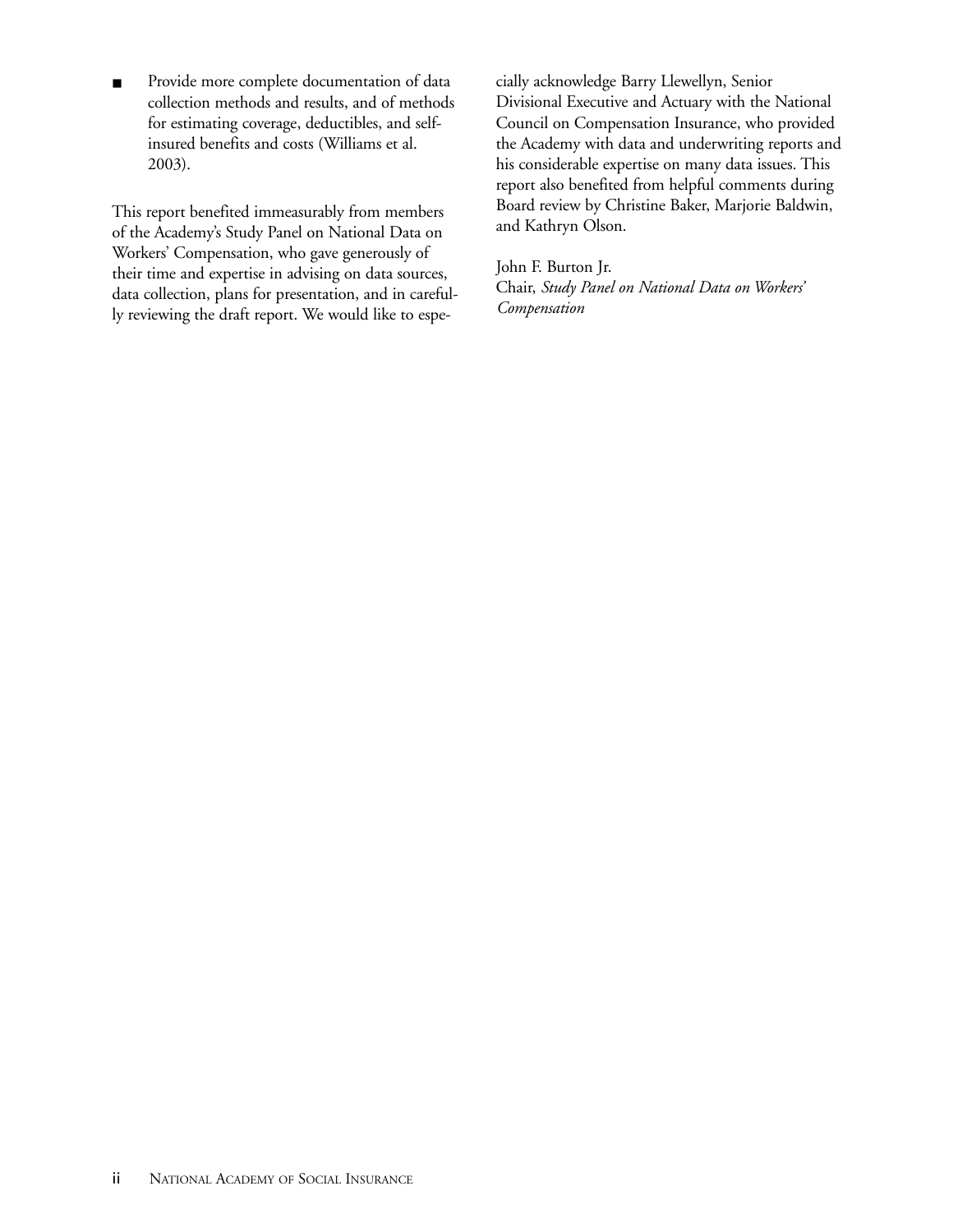- Provide more complete documentation of data collection methods and results, and of methods for estimating coverage, deductibles, and self-insured benefits and costs (Williams et al. 2003).

This report benefited immeasurably from members of the Academy's Study Panel on National Data on Workers' Compensation, who gave generously of their time and expertise in advising on data sources, data collection, plans for presentation, and in carefully reviewing the draft report. We would like to especially acknowledge Barry Llewellyn, Senior Divisional Executive and Actuary with the National Council on Compensation Insurance, who provided the Academy with data and underwriting reports and his considerable expertise on many data issues. This report also benefited from helpful comments during Board review by Christine Baker, Marjorie Baldwin, and Kathryn Olson.

John F. Burton Jr.
Chair, *Study Panel on National Data on Workers' Compensation*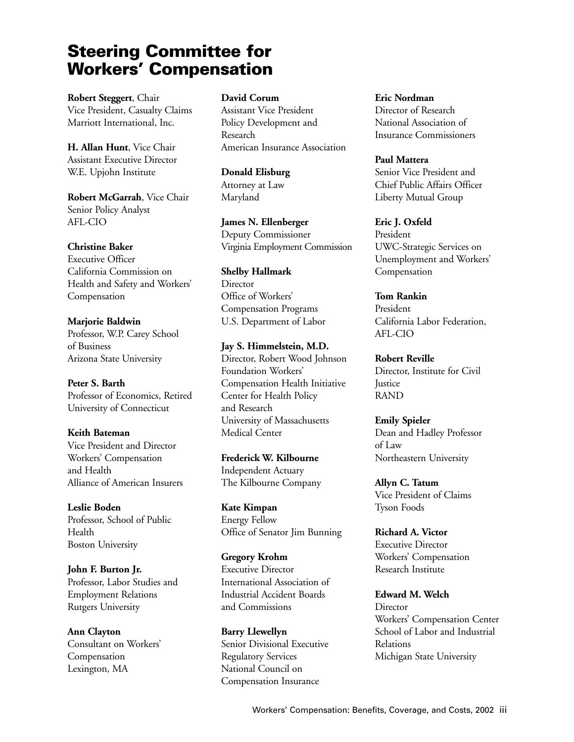# Steering Committee for Workers' Compensation

**Robert Steggert**, Chair
Vice President, Casualty Claims
Marriott International, Inc.

**H. Allan Hunt**, Vice Chair
Assistant Executive Director
W.E. Upjohn Institute

**Robert McGarrah**, Vice Chair
Senior Policy Analyst
AFL-CIO

**Christine Baker**
Executive Officer
California Commission on Health and Safety and Workers' Compensation

**Marjorie Baldwin**
Professor, W.P. Carey School of Business
Arizona State University

**Peter S. Barth**
Professor of Economics, Retired
University of Connecticut

**Keith Bateman**
Vice President and Director
Workers' Compensation and Health
Alliance of American Insurers

**Leslie Boden**
Professor, School of Public Health
Boston University

**John F. Burton Jr.**
Professor, Labor Studies and Employment Relations
Rutgers University

**Ann Clayton**
Consultant on Workers' Compensation
Lexington, MA

**David Corum**
Assistant Vice President
Policy Development and Research
American Insurance Association

**Donald Elisburg**
Attorney at Law
Maryland

**James N. Ellenberger**
Deputy Commissioner
Virginia Employment Commission

**Shelby Hallmark**
Director
Office of Workers' Compensation Programs
U.S. Department of Labor

**Jay S. Himmelstein, M.D.**
Director, Robert Wood Johnson Foundation Workers' Compensation Health Initiative
Center for Health Policy and Research
University of Massachusetts Medical Center

**Frederick W. Kilbourne**
Independent Actuary
The Kilbourne Company

**Kate Kimpan**
Energy Fellow
Office of Senator Jim Bunning

**Gregory Krohm**
Executive Director
International Association of Industrial Accident Boards and Commissions

**Barry Llewellyn**
Senior Divisional Executive
Regulatory Services
National Council on Compensation Insurance

**Eric Nordman**
Director of Research
National Association of Insurance Commissioners

**Paul Mattera**
Senior Vice President and Chief Public Affairs Officer
Liberty Mutual Group

**Eric J. Oxfeld**
President
UWC-Strategic Services on Unemployment and Workers' Compensation

**Tom Rankin**
President
California Labor Federation, AFL-CIO

**Robert Reville**
Director, Institute for Civil Justice
RAND

**Emily Spieler**
Dean and Hadley Professor of Law
Northeastern University

**Allyn C. Tatum**
Vice President of Claims
Tyson Foods

**Richard A. Victor**
Executive Director
Workers' Compensation Research Institute

**Edward M. Welch**
Director
Workers' Compensation Center
School of Labor and Industrial Relations
Michigan State University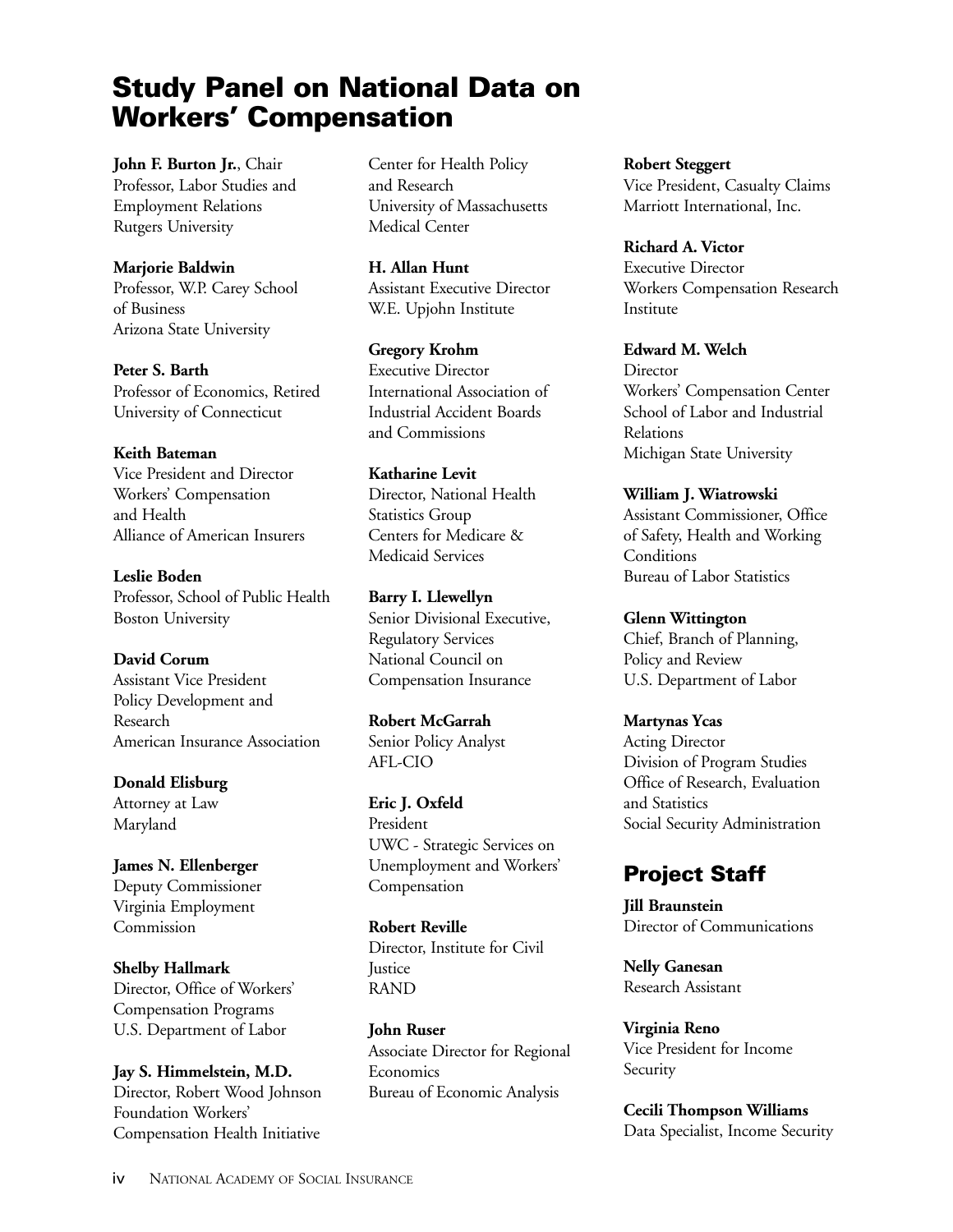# Study Panel on National Data on Workers' Compensation

**John F. Burton Jr.**, Chair
Professor, Labor Studies and Employment Relations
Rutgers University

**Marjorie Baldwin**
Professor, W.P. Carey School of Business
Arizona State University

**Peter S. Barth**
Professor of Economics, Retired
University of Connecticut

**Keith Bateman**
Vice President and Director
Workers' Compensation and Health
Alliance of American Insurers

**Leslie Boden**
Professor, School of Public Health
Boston University

**David Corum**
Assistant Vice President
Policy Development and Research
American Insurance Association

**Donald Elisburg**
Attorney at Law
Maryland

**James N. Ellenberger**
Deputy Commissioner
Virginia Employment Commission

**Shelby Hallmark**
Director, Office of Workers' Compensation Programs
U.S. Department of Labor

**Jay S. Himmelstein, M.D.**
Director, Robert Wood Johnson Foundation Workers' Compensation Health Initiative
Center for Health Policy and Research
University of Massachusetts Medical Center

**H. Allan Hunt**
Assistant Executive Director
W.E. Upjohn Institute

**Gregory Krohm**
Executive Director
International Association of Industrial Accident Boards and Commissions

**Katharine Levit**
Director, National Health Statistics Group
Centers for Medicare & Medicaid Services

**Barry I. Llewellyn**
Senior Divisional Executive, Regulatory Services
National Council on Compensation Insurance

**Robert McGarrah**
Senior Policy Analyst
AFL-CIO

**Eric J. Oxfeld**
President
UWC - Strategic Services on Unemployment and Workers' Compensation

**Robert Reville**
Director, Institute for Civil Justice
RAND

**John Ruser**
Associate Director for Regional Economics
Bureau of Economic Analysis

**Robert Steggert**
Vice President, Casualty Claims
Marriott International, Inc.

**Richard A. Victor**
Executive Director
Workers Compensation Research Institute

**Edward M. Welch**
Director
Workers' Compensation Center
School of Labor and Industrial Relations
Michigan State University

**William J. Wiatrowski**
Assistant Commissioner, Office of Safety, Health and Working Conditions
Bureau of Labor Statistics

**Glenn Wittington**
Chief, Branch of Planning, Policy and Review
U.S. Department of Labor

**Martynas Ycas**
Acting Director
Division of Program Studies
Office of Research, Evaluation and Statistics
Social Security Administration

## Project Staff

**Jill Braunstein**
Director of Communications

**Nelly Ganesan**
Research Assistant

**Virginia Reno**
Vice President for Income Security

**Cecili Thompson Williams**
Data Specialist, Income Security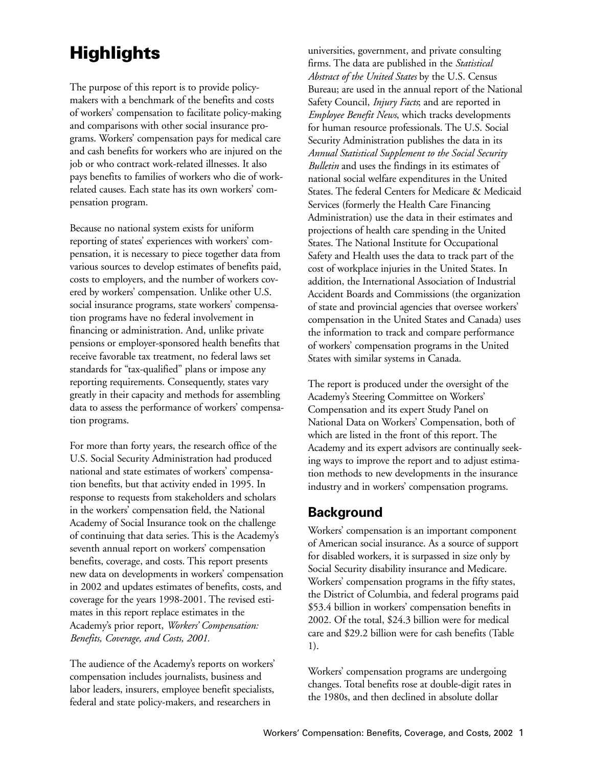# Highlights

The purpose of this report is to provide policy-makers with a benchmark of the benefits and costs of workers' compensation to facilitate policy-making and comparisons with other social insurance programs. Workers' compensation pays for medical care and cash benefits for workers who are injured on the job or who contract work-related illnesses. It also pays benefits to families of workers who die of work-related causes. Each state has its own workers' compensation program.

Because no national system exists for uniform reporting of states' experiences with workers' compensation, it is necessary to piece together data from various sources to develop estimates of benefits paid, costs to employers, and the number of workers covered by workers' compensation. Unlike other U.S. social insurance programs, state workers' compensation programs have no federal involvement in financing or administration. And, unlike private pensions or employer-sponsored health benefits that receive favorable tax treatment, no federal laws set standards for "tax-qualified" plans or impose any reporting requirements. Consequently, states vary greatly in their capacity and methods for assembling data to assess the performance of workers' compensation programs.

For more than forty years, the research office of the U.S. Social Security Administration had produced national and state estimates of workers' compensation benefits, but that activity ended in 1995. In response to requests from stakeholders and scholars in the workers' compensation field, the National Academy of Social Insurance took on the challenge of continuing that data series. This is the Academy's seventh annual report on workers' compensation benefits, coverage, and costs. This report presents new data on developments in workers' compensation in 2002 and updates estimates of benefits, costs, and coverage for the years 1998-2001. The revised estimates in this report replace estimates in the Academy's prior report, *Workers' Compensation: Benefits, Coverage, and Costs, 2001.*

The audience of the Academy's reports on workers' compensation includes journalists, business and labor leaders, insurers, employee benefit specialists, federal and state policy-makers, and researchers in universities, government, and private consulting firms. The data are published in the *Statistical Abstract of the United States* by the U.S. Census Bureau; are used in the annual report of the National Safety Council, *Injury Facts*; and are reported in *Employee Benefit News*, which tracks developments for human resource professionals. The U.S. Social Security Administration publishes the data in its *Annual Statistical Supplement to the Social Security Bulletin* and uses the findings in its estimates of national social welfare expenditures in the United States. The federal Centers for Medicare & Medicaid Services (formerly the Health Care Financing Administration) use the data in their estimates and projections of health care spending in the United States. The National Institute for Occupational Safety and Health uses the data to track part of the cost of workplace injuries in the United States. In addition, the International Association of Industrial Accident Boards and Commissions (the organization of state and provincial agencies that oversee workers' compensation in the United States and Canada) uses the information to track and compare performance of workers' compensation programs in the United States with similar systems in Canada.

The report is produced under the oversight of the Academy's Steering Committee on Workers' Compensation and its expert Study Panel on National Data on Workers' Compensation, both of which are listed in the front of this report. The Academy and its expert advisors are continually seeking ways to improve the report and to adjust estimation methods to new developments in the insurance industry and in workers' compensation programs.

## Background

Workers' compensation is an important component of American social insurance. As a source of support for disabled workers, it is surpassed in size only by Social Security disability insurance and Medicare. Workers' compensation programs in the fifty states, the District of Columbia, and federal programs paid $53.4 billion in workers' compensation benefits in 2002. Of the total, $24.3 billion were for medical care and $29.2 billion were for cash benefits (Table 1).

Workers' compensation programs are undergoing changes. Total benefits rose at double-digit rates in the 1980s, and then declined in absolute dollar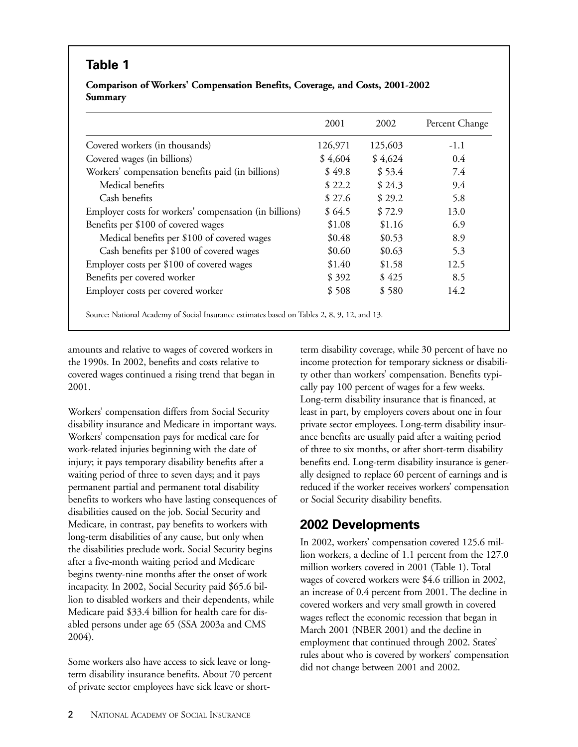## Table 1

**Comparison of Workers' Compensation Benefits, Coverage, and Costs, 2001-2002 Summary**

| | 2001 | 2002 | Percent Change |
|---|---|---|---|
| Covered workers (in thousands) | 126,971 | 125,603 | -1.1 |
| Covered wages (in billions) | $ 4,604 | $ 4,624 | 0.4 |
| Workers' compensation benefits paid (in billions) | $ 49.8 | $ 53.4 | 7.4 |
| Medical benefits | $ 22.2 | $ 24.3 | 9.4 |
| Cash benefits | $ 27.6 | $ 29.2 | 5.8 |
| Employer costs for workers' compensation (in billions) | $ 64.5 | $ 72.9 | 13.0 |
| Benefits per $100 of covered wages | $1.08 | $1.16 | 6.9 |
| Medical benefits per $100 of covered wages | $0.48 | $0.53 | 8.9 |
| Cash benefits per $100 of covered wages | $0.60 | $0.63 | 5.3 |
| Employer costs per $100 of covered wages | $1.40 | $1.58 | 12.5 |
| Benefits per covered worker | $ 392 | $ 425 | 8.5 |
| Employer costs per covered worker | $ 508 | $ 580 | 14.2 |

Source: National Academy of Social Insurance estimates based on Tables 2, 8, 9, 12, and 13.

amounts and relative to wages of covered workers in the 1990s. In 2002, benefits and costs relative to covered wages continued a rising trend that began in 2001.

Workers' compensation differs from Social Security disability insurance and Medicare in important ways. Workers' compensation pays for medical care for work-related injuries beginning with the date of injury; it pays temporary disability benefits after a waiting period of three to seven days; and it pays permanent partial and permanent total disability benefits to workers who have lasting consequences of disabilities caused on the job. Social Security and Medicare, in contrast, pay benefits to workers with long-term disabilities of any cause, but only when the disabilities preclude work. Social Security begins after a five-month waiting period and Medicare begins twenty-nine months after the onset of work incapacity. In 2002, Social Security paid $65.6 billion to disabled workers and their dependents, while Medicare paid $33.4 billion for health care for disabled persons under age 65 (SSA 2003a and CMS 2004).

Some workers also have access to sick leave or long-term disability insurance benefits. About 70 percent of private sector employees have sick leave or short-term disability coverage, while 30 percent of have no income protection for temporary sickness or disability other than workers' compensation. Benefits typically pay 100 percent of wages for a few weeks. Long-term disability insurance that is financed, at least in part, by employers covers about one in four private sector employees. Long-term disability insurance benefits are usually paid after a waiting period of three to six months, or after short-term disability benefits end. Long-term disability insurance is generally designed to replace 60 percent of earnings and is reduced if the worker receives workers' compensation or Social Security disability benefits.

## 2002 Developments

In 2002, workers' compensation covered 125.6 million workers, a decline of 1.1 percent from the 127.0 million workers covered in 2001 (Table 1). Total wages of covered workers were $4.6 trillion in 2002, an increase of 0.4 percent from 2001. The decline in covered workers and very small growth in covered wages reflect the economic recession that began in March 2001 (NBER 2001) and the decline in employment that continued through 2002. States' rules about who is covered by workers' compensation did not change between 2001 and 2002.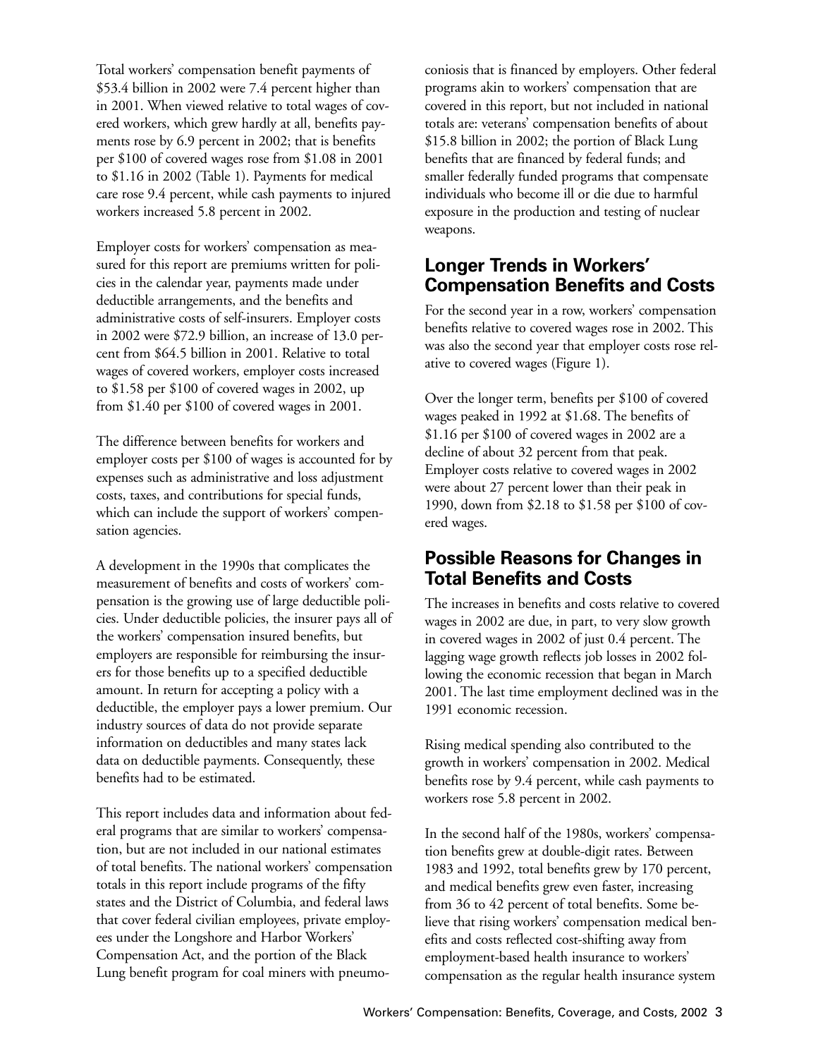Total workers' compensation benefit payments of $53.4 billion in 2002 were 7.4 percent higher than in 2001. When viewed relative to total wages of covered workers, which grew hardly at all, benefits payments rose by 6.9 percent in 2002; that is benefits per $100 of covered wages rose from $1.08 in 2001 to $1.16 in 2002 (Table 1). Payments for medical care rose 9.4 percent, while cash payments to injured workers increased 5.8 percent in 2002.

Employer costs for workers' compensation as measured for this report are premiums written for policies in the calendar year, payments made under deductible arrangements, and the benefits and administrative costs of self-insurers. Employer costs in 2002 were $72.9 billion, an increase of 13.0 percent from $64.5 billion in 2001. Relative to total wages of covered workers, employer costs increased to $1.58 per $100 of covered wages in 2002, up from $1.40 per $100 of covered wages in 2001.

The difference between benefits for workers and employer costs per $100 of wages is accounted for by expenses such as administrative and loss adjustment costs, taxes, and contributions for special funds, which can include the support of workers' compensation agencies.

A development in the 1990s that complicates the measurement of benefits and costs of workers' compensation is the growing use of large deductible policies. Under deductible policies, the insurer pays all of the workers' compensation insured benefits, but employers are responsible for reimbursing the insurers for those benefits up to a specified deductible amount. In return for accepting a policy with a deductible, the employer pays a lower premium. Our industry sources of data do not provide separate information on deductibles and many states lack data on deductible payments. Consequently, these benefits had to be estimated.

This report includes data and information about federal programs that are similar to workers' compensation, but are not included in our national estimates of total benefits. The national workers' compensation totals in this report include programs of the fifty states and the District of Columbia, and federal laws that cover federal civilian employees, private employees under the Longshore and Harbor Workers' Compensation Act, and the portion of the Black Lung benefit program for coal miners with pneumoconiosis that is financed by employers. Other federal programs akin to workers' compensation that are covered in this report, but not included in national totals are: veterans' compensation benefits of about $15.8 billion in 2002; the portion of Black Lung benefits that are financed by federal funds; and smaller federally funded programs that compensate individuals who become ill or die due to harmful exposure in the production and testing of nuclear weapons.

## Longer Trends in Workers' Compensation Benefits and Costs

For the second year in a row, workers' compensation benefits relative to covered wages rose in 2002. This was also the second year that employer costs rose relative to covered wages (Figure 1).

Over the longer term, benefits per $100 of covered wages peaked in 1992 at $1.68. The benefits of $1.16 per $100 of covered wages in 2002 are a decline of about 32 percent from that peak. Employer costs relative to covered wages in 2002 were about 27 percent lower than their peak in 1990, down from $2.18 to $1.58 per $100 of covered wages.

## Possible Reasons for Changes in Total Benefits and Costs

The increases in benefits and costs relative to covered wages in 2002 are due, in part, to very slow growth in covered wages in 2002 of just 0.4 percent. The lagging wage growth reflects job losses in 2002 following the economic recession that began in March 2001. The last time employment declined was in the 1991 economic recession.

Rising medical spending also contributed to the growth in workers' compensation in 2002. Medical benefits rose by 9.4 percent, while cash payments to workers rose 5.8 percent in 2002.

In the second half of the 1980s, workers' compensation benefits grew at double-digit rates. Between 1983 and 1992, total benefits grew by 170 percent, and medical benefits grew even faster, increasing from 36 to 42 percent of total benefits. Some believe that rising workers' compensation medical benefits and costs reflected cost-shifting away from employment-based health insurance to workers' compensation as the regular health insurance system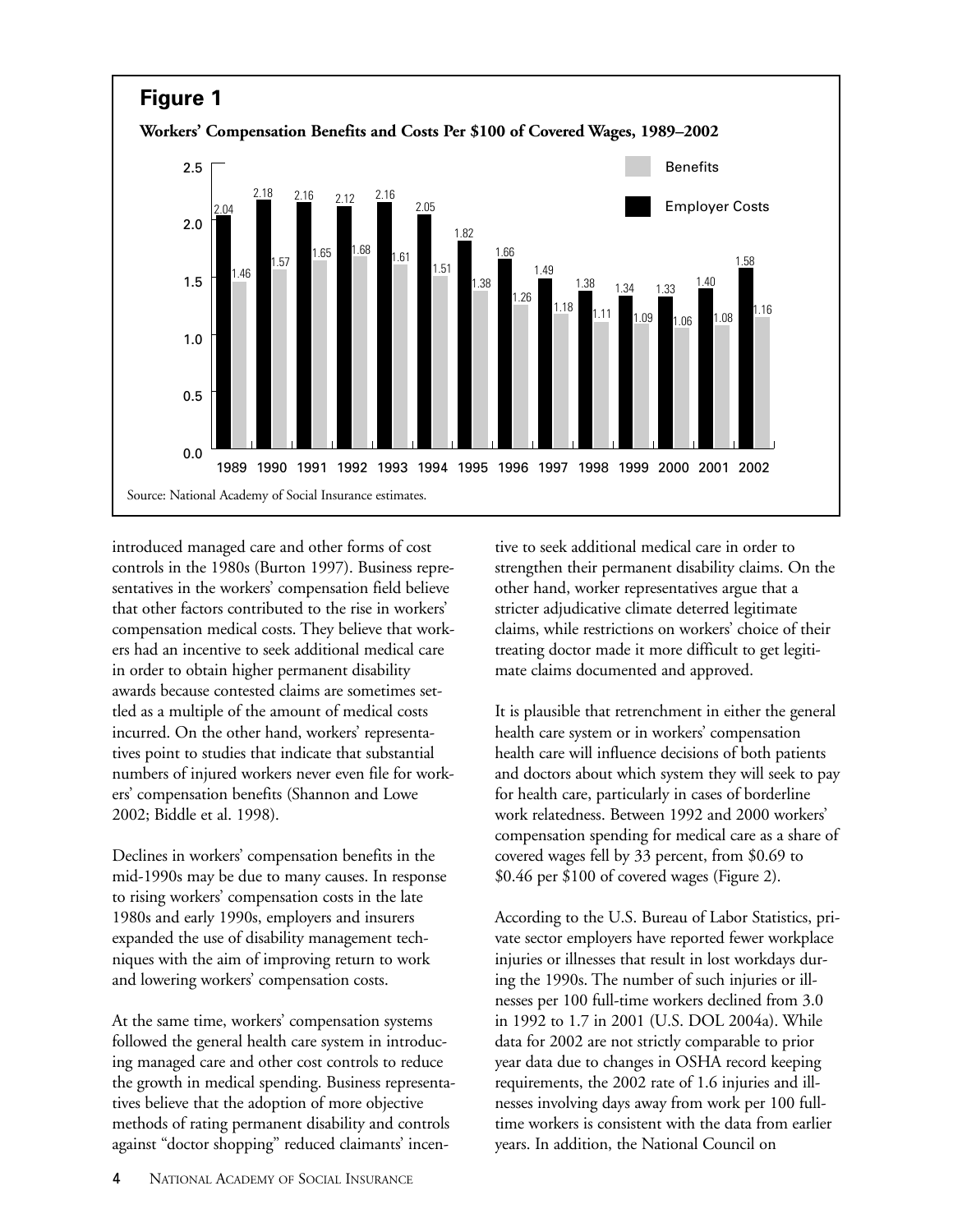## Figure 1

**Workers' Compensation Benefits and Costs Per $100 of Covered Wages, 1989–2002**

| Year | Employer Costs | Benefits |
|---|---|---|
| 1989 | 2.04 | 1.46 |
| 1990 | 2.18 | 1.57 |
| 1991 | 2.16 | 1.65 |
| 1992 | 2.12 | 1.68 |
| 1993 | 2.16 | 1.61 |
| 1994 | 2.05 | 1.51 |
| 1995 | 1.82 | 1.38 |
| 1996 | 1.66 | 1.26 |
| 1997 | 1.49 | 1.18 |
| 1998 | 1.38 | 1.11 |
| 1999 | 1.34 | 1.09 |
| 2000 | 1.33 | 1.06 |
| 2001 | 1.40 | 1.08 |
| 2002 | 1.58 | 1.16 |

Source: National Academy of Social Insurance estimates.

introduced managed care and other forms of cost controls in the 1980s (Burton 1997). Business representatives in the workers' compensation field believe that other factors contributed to the rise in workers' compensation medical costs. They believe that workers had an incentive to seek additional medical care in order to obtain higher permanent disability awards because contested claims are sometimes settled as a multiple of the amount of medical costs incurred. On the other hand, workers' representatives point to studies that indicate that substantial numbers of injured workers never even file for workers' compensation benefits (Shannon and Lowe 2002; Biddle et al. 1998).

Declines in workers' compensation benefits in the mid-1990s may be due to many causes. In response to rising workers' compensation costs in the late 1980s and early 1990s, employers and insurers expanded the use of disability management techniques with the aim of improving return to work and lowering workers' compensation costs.

At the same time, workers' compensation systems followed the general health care system in introducing managed care and other cost controls to reduce the growth in medical spending. Business representatives believe that the adoption of more objective methods of rating permanent disability and controls against "doctor shopping" reduced claimants' incentive to seek additional medical care in order to strengthen their permanent disability claims. On the other hand, worker representatives argue that a stricter adjudicative climate deterred legitimate claims, while restrictions on workers' choice of their treating doctor made it more difficult to get legitimate claims documented and approved.

It is plausible that retrenchment in either the general health care system or in workers' compensation health care will influence decisions of both patients and doctors about which system they will seek to pay for health care, particularly in cases of borderline work relatedness. Between 1992 and 2000 workers' compensation spending for medical care as a share of covered wages fell by 33 percent, from $0.69 to $0.46 per $100 of covered wages (Figure 2).

According to the U.S. Bureau of Labor Statistics, private sector employers have reported fewer workplace injuries or illnesses that result in lost workdays during the 1990s. The number of such injuries or illnesses per 100 full-time workers declined from 3.0 in 1992 to 1.7 in 2001 (U.S. DOL 2004a). While data for 2002 are not strictly comparable to prior year data due to changes in OSHA record keeping requirements, the 2002 rate of 1.6 injuries and illnesses involving days away from work per 100 full-time workers is consistent with the data from earlier years. In addition, the National Council on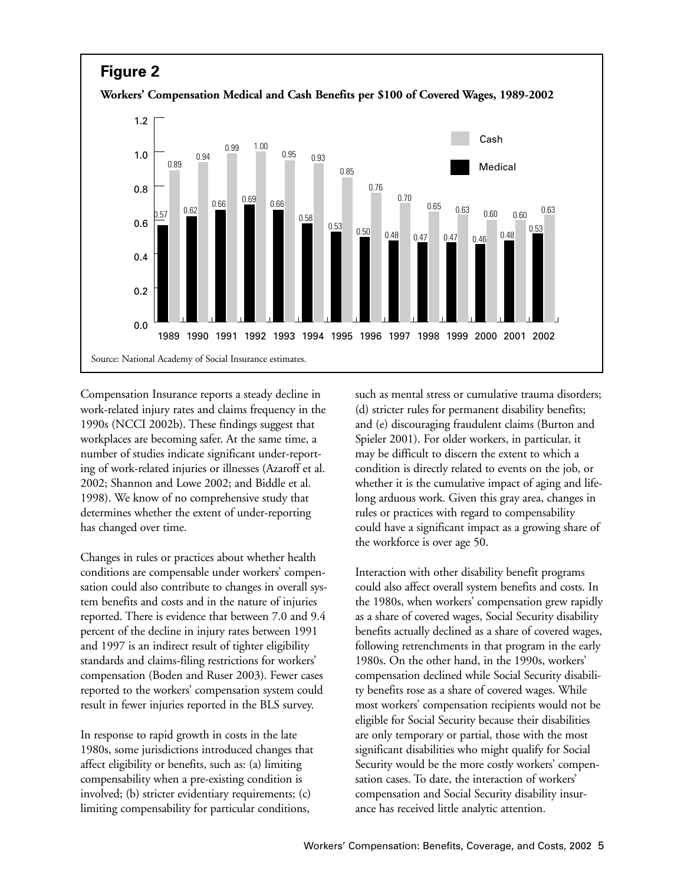**Figure 2**

**Workers' Compensation Medical and Cash Benefits per $100 of Covered Wages, 1989-2002**

1.2
1.0
0.8
0.6
0.4
0.2
0.0

Cash
Medical

0.57 0.89
0.62 0.94
0.66 0.99
0.69 1.00
0.66 0.95
0.58 0.93
0.53 0.85
0.50 0.76
0.48 0.70
0.47 0.65
0.47 0.63
0.46 0.60
0.48 0.60
0.53 0.63

1989 1990 1991 1992 1993 1994 1995 1996 1997 1998 1999 2000 2001 2002

Source: National Academy of Social Insurance estimates.

Compensation Insurance reports a steady decline in work-related injury rates and claims frequency in the 1990s (NCCI 2002b). These findings suggest that workplaces are becoming safer. At the same time, a number of studies indicate significant under-reporting of work-related injuries or illnesses (Azaroff et al. 2002; Shannon and Lowe 2002; and Biddle et al. 1998). We know of no comprehensive study that determines whether the extent of under-reporting has changed over time.

Changes in rules or practices about whether health conditions are compensable under workers' compensation could also contribute to changes in overall system benefits and costs and in the nature of injuries reported. There is evidence that between 7.0 and 9.4 percent of the decline in injury rates between 1991 and 1997 is an indirect result of tighter eligibility standards and claims-filing restrictions for workers' compensation (Boden and Ruser 2003). Fewer cases reported to the workers' compensation system could result in fewer injuries reported in the BLS survey.

In response to rapid growth in costs in the late 1980s, some jurisdictions introduced changes that affect eligibility or benefits, such as: (a) limiting compensability when a pre-existing condition is involved; (b) stricter evidentiary requirements; (c) limiting compensability for particular conditions, such as mental stress or cumulative trauma disorders; (d) stricter rules for permanent disability benefits; and (e) discouraging fraudulent claims (Burton and Spieler 2001). For older workers, in particular, it may be difficult to discern the extent to which a condition is directly related to events on the job, or whether it is the cumulative impact of aging and lifelong arduous work. Given this gray area, changes in rules or practices with regard to compensability could have a significant impact as a growing share of the workforce is over age 50.

Interaction with other disability benefit programs could also affect overall system benefits and costs. In the 1980s, when workers' compensation grew rapidly as a share of covered wages, Social Security disability benefits actually declined as a share of covered wages, following retrenchments in that program in the early 1980s. On the other hand, in the 1990s, workers' compensation declined while Social Security disability benefits rose as a share of covered wages. While most workers' compensation recipients would not be eligible for Social Security because their disabilities are only temporary or partial, those with the most significant disabilities who might qualify for Social Security would be the more costly workers' compensation cases. To date, the interaction of workers' compensation and Social Security disability insurance has received little analytic attention.